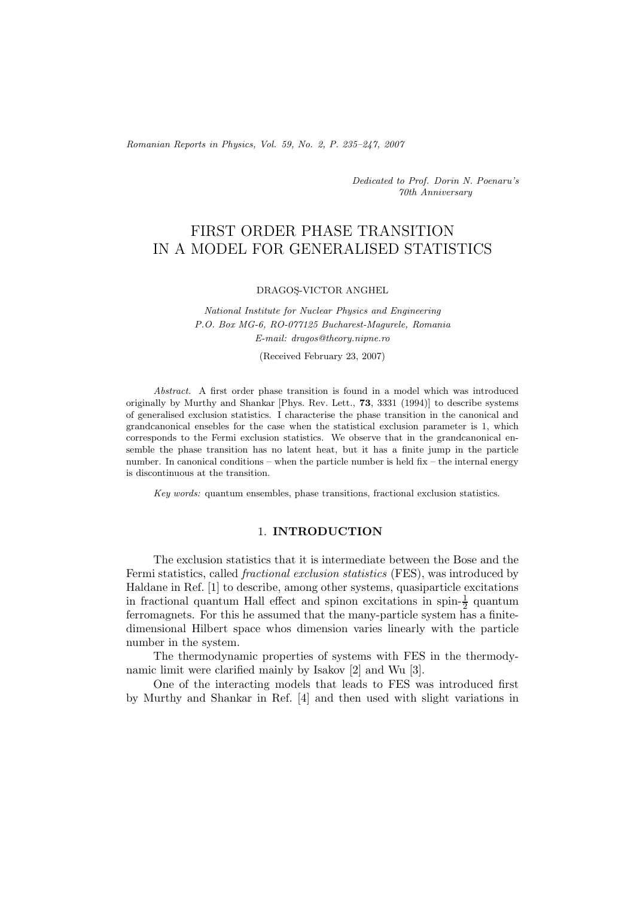*Dedicated to Prof. Dorin N. Poenaru's 70th Anniversary*

# FIRST ORDER PHASE TRANSITION IN A MODEL FOR GENERALISED STATISTICS

DRAGOŞ-VICTOR ANGHEL

*National Institute for Nuclear Physics and Engineering*
*P.O. Box MG-6, RO-077125 Bucharest-Magurele, Romania*
*E-mail: dragos@theory.nipne.ro*

(Received February 23, 2007)

*Abstract.* A first order phase transition is found in a model which was introduced originally by Murthy and Shankar [Phys. Rev. Lett., **73**, 3331 (1994)] to describe systems of generalised exclusion statistics. I characterise the phase transition in the canonical and grandcanonical ensebles for the case when the statistical exclusion parameter is 1, which corresponds to the Fermi exclusion statistics. We observe that in the grandcanonical ensemble the phase transition has no latent heat, but it has a finite jump in the particle number. In canonical conditions – when the particle number is held fix – the internal energy is discontinuous at the transition.

*Key words:* quantum ensembles, phase transitions, fractional exclusion statistics.

## 1. INTRODUCTION

The exclusion statistics that it is intermediate between the Bose and the Fermi statistics, called *fractional exclusion statistics* (FES), was introduced by Haldane in Ref. [1] to describe, among other systems, quasiparticle excitations in fractional quantum Hall effect and spinon excitations in spin-$\frac{1}{2}$ quantum ferromagnets. For this he assumed that the many-particle system has a finite-dimensional Hilbert space whos dimension varies linearly with the particle number in the system.

The thermodynamic properties of systems with FES in the thermodynamic limit were clarified mainly by Isakov [2] and Wu [3].

One of the interacting models that leads to FES was introduced first by Murthy and Shankar in Ref. [4] and then used with slight variations in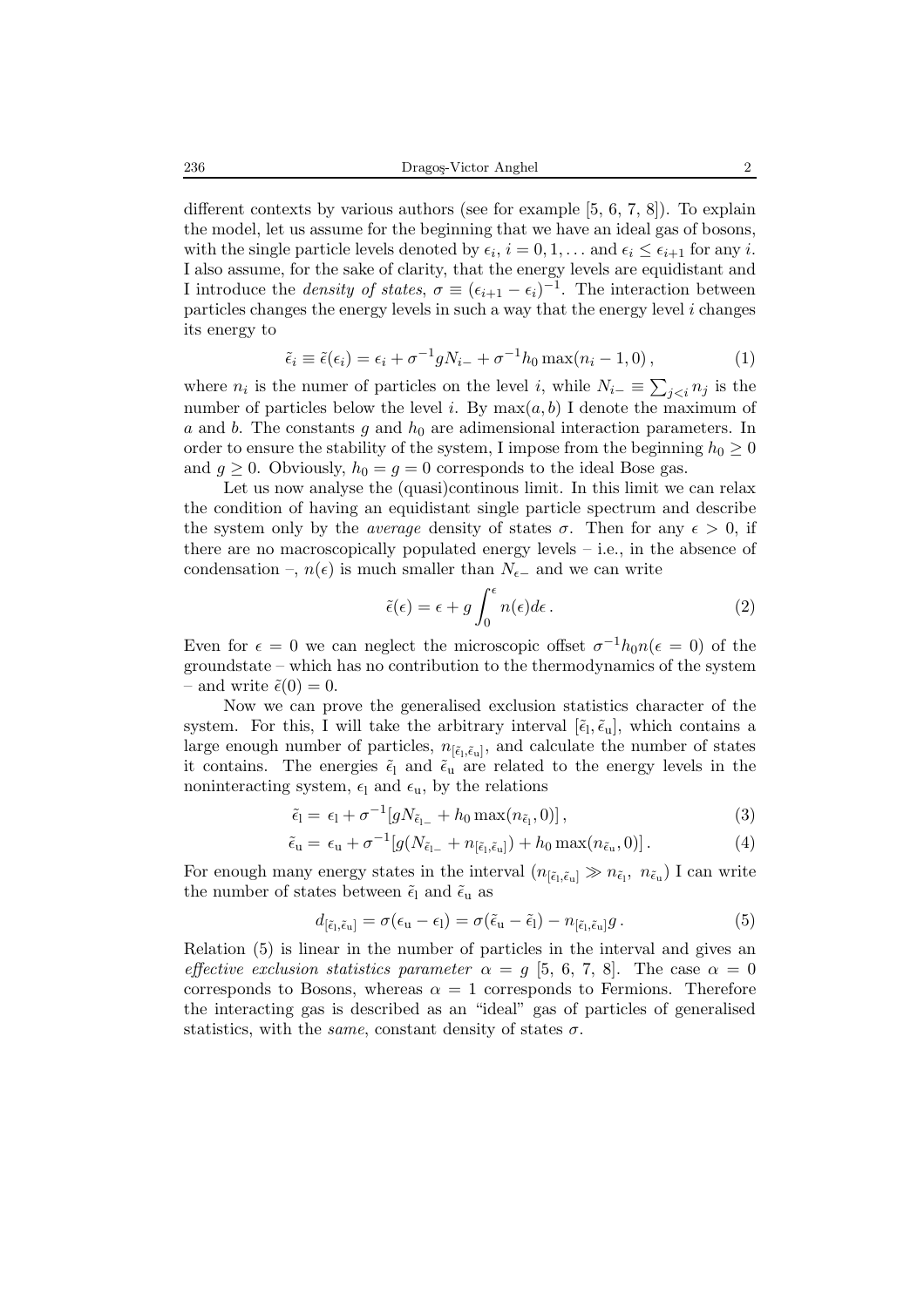different contexts by various authors (see for example [5, 6, 7, 8]). To explain the model, let us assume for the beginning that we have an ideal gas of bosons, with the single particle levels denoted by $\epsilon_i$, $i = 0, 1, \ldots$ and $\epsilon_i \leq \epsilon_{i+1}$ for any $i$. I also assume, for the sake of clarity, that the energy levels are equidistant and I introduce the *density of states*, $\sigma \equiv (\epsilon_{i+1} - \epsilon_i)^{-1}$. The interaction between particles changes the energy levels in such a way that the energy level $i$ changes its energy to

$$\tilde{\epsilon}_i \equiv \tilde{\epsilon}(\epsilon_i) = \epsilon_i + \sigma^{-1} g N_{i-} + \sigma^{-1} h_0 \max(n_i - 1, 0)\,, \tag{1}$$

where $n_i$ is the numer of particles on the level $i$, while $N_{i-} \equiv \sum_{j<i} n_j$ is the number of particles below the level $i$. By $\max(a, b)$ I denote the maximum of $a$ and $b$. The constants $g$ and $h_0$ are adimensional interaction parameters. In order to ensure the stability of the system, I impose from the beginning $h_0 \geq 0$ and $g \geq 0$. Obviously, $h_0 = g = 0$ corresponds to the ideal Bose gas.

Let us now analyse the (quasi)continous limit. In this limit we can relax the condition of having an equidistant single particle spectrum and describe the system only by the *average* density of states $\sigma$. Then for any $\epsilon > 0$, if there are no macroscopically populated energy levels – i.e., in the absence of condensation –, $n(\epsilon)$ is much smaller than $N_{\epsilon-}$ and we can write

$$\tilde{\epsilon}(\epsilon) = \epsilon + g \int_0^{\epsilon} n(\epsilon) d\epsilon\,. \tag{2}$$

Even for $\epsilon = 0$ we can neglect the microscopic offset $\sigma^{-1} h_0 n(\epsilon = 0)$ of the groundstate – which has no contribution to the thermodynamics of the system – and write $\tilde{\epsilon}(0) = 0$.

Now we can prove the generalised exclusion statistics character of the system. For this, I will take the arbitrary interval $[\tilde{\epsilon}_{\rm l}, \tilde{\epsilon}_{\rm u}]$, which contains a large enough number of particles, $n_{[\tilde{\epsilon}_{\rm l}, \tilde{\epsilon}_{\rm u}]}$, and calculate the number of states it contains. The energies $\tilde{\epsilon}_{\rm l}$ and $\tilde{\epsilon}_{\rm u}$ are related to the energy levels in the noninteracting system, $\epsilon_{\rm l}$ and $\epsilon_{\rm u}$, by the relations

$$\tilde{\epsilon}_{\rm l} = \epsilon_{\rm l} + \sigma^{-1}[g N_{\tilde{\epsilon}_{\rm l}-} + h_0 \max(n_{\tilde{\epsilon}_{\rm l}}, 0)]\,, \tag{3}$$

$$\tilde{\epsilon}_{\rm u} = \epsilon_{\rm u} + \sigma^{-1}[g(N_{\tilde{\epsilon}_{\rm l}-} + n_{[\tilde{\epsilon}_{\rm l}, \tilde{\epsilon}_{\rm u}]}) + h_0 \max(n_{\tilde{\epsilon}_{\rm u}}, 0)]\,. \tag{4}$$

For enough many energy states in the interval ($n_{[\tilde{\epsilon}_{\rm l}, \tilde{\epsilon}_{\rm u}]} \gg n_{\tilde{\epsilon}_{\rm l}},\ n_{\tilde{\epsilon}_{\rm u}}$) I can write the number of states between $\tilde{\epsilon}_{\rm l}$ and $\tilde{\epsilon}_{\rm u}$ as

$$d_{[\tilde{\epsilon}_{\rm l}, \tilde{\epsilon}_{\rm u}]} = \sigma(\epsilon_{\rm u} - \epsilon_{\rm l}) = \sigma(\tilde{\epsilon}_{\rm u} - \tilde{\epsilon}_{\rm l}) - n_{[\tilde{\epsilon}_{\rm l}, \tilde{\epsilon}_{\rm u}]} g\,. \tag{5}$$

Relation (5) is linear in the number of particles in the interval and gives an *effective exclusion statistics parameter* $\alpha = g$ [5, 6, 7, 8]. The case $\alpha = 0$ corresponds to Bosons, whereas $\alpha = 1$ corresponds to Fermions. Therefore the interacting gas is described as an "ideal" gas of particles of generalised statistics, with the *same*, constant density of states $\sigma$.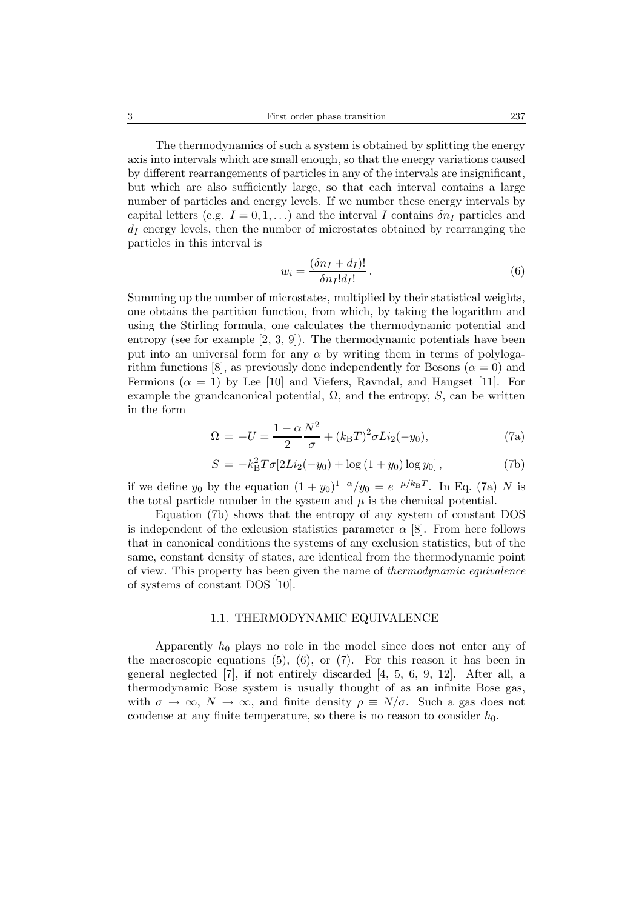The thermodynamics of such a system is obtained by splitting the energy axis into intervals which are small enough, so that the energy variations caused by different rearrangements of particles in any of the intervals are insignificant, but which are also sufficiently large, so that each interval contains a large number of particles and energy levels. If we number these energy intervals by capital letters (e.g. $I = 0, 1, \ldots$) and the interval $I$ contains $\delta n_I$ particles and $d_I$ energy levels, then the number of microstates obtained by rearranging the particles in this interval is

$$w_i = \frac{(\delta n_I + d_I)!}{\delta n_I! d_I!}\,. \tag{6}$$

Summing up the number of microstates, multiplied by their statistical weights, one obtains the partition function, from which, by taking the logarithm and using the Stirling formula, one calculates the thermodynamic potential and entropy (see for example [2, 3, 9]). The thermodynamic potentials have been put into an universal form for any $\alpha$ by writing them in terms of polylogarithm functions [8], as previously done independently for Bosons ($\alpha = 0$) and Fermions ($\alpha = 1$) by Lee [10] and Viefers, Ravndal, and Haugset [11]. For example the grandcanonical potential, $\Omega$, and the entropy, $S$, can be written in the form

$$\Omega \,=\, -U = \frac{1-\alpha}{2}\frac{N^2}{\sigma} + (k_{\rm B}T)^2\sigma Li_2(-y_0), \tag{7a}$$

$$S \,=\, -k_{\rm B}^2 T\sigma[2Li_2(-y_0) + \log{(1+y_0)}\log{y_0}]\,, \tag{7b}$$

if we define $y_0$ by the equation $(1+y_0)^{1-\alpha}/y_0 = e^{-\mu/k_{\rm B}T}$. In Eq. (7a) $N$ is the total particle number in the system and $\mu$ is the chemical potential.

Equation (7b) shows that the entropy of any system of constant DOS is independent of the exlcusion statistics parameter $\alpha$ [8]. From here follows that in canonical conditions the systems of any exclusion statistics, but of the same, constant density of states, are identical from the thermodynamic point of view. This property has been given the name of *thermodynamic equivalence* of systems of constant DOS [10].

### 1.1. THERMODYNAMIC EQUIVALENCE

Apparently $h_0$ plays no role in the model since does not enter any of the macroscopic equations (5), (6), or (7). For this reason it has been in general neglected [7], if not entirely discarded [4, 5, 6, 9, 12]. After all, a thermodynamic Bose system is usually thought of as an infinite Bose gas, with $\sigma \to \infty$, $N \to \infty$, and finite density $\rho \equiv N/\sigma$. Such a gas does not condense at any finite temperature, so there is no reason to consider $h_0$.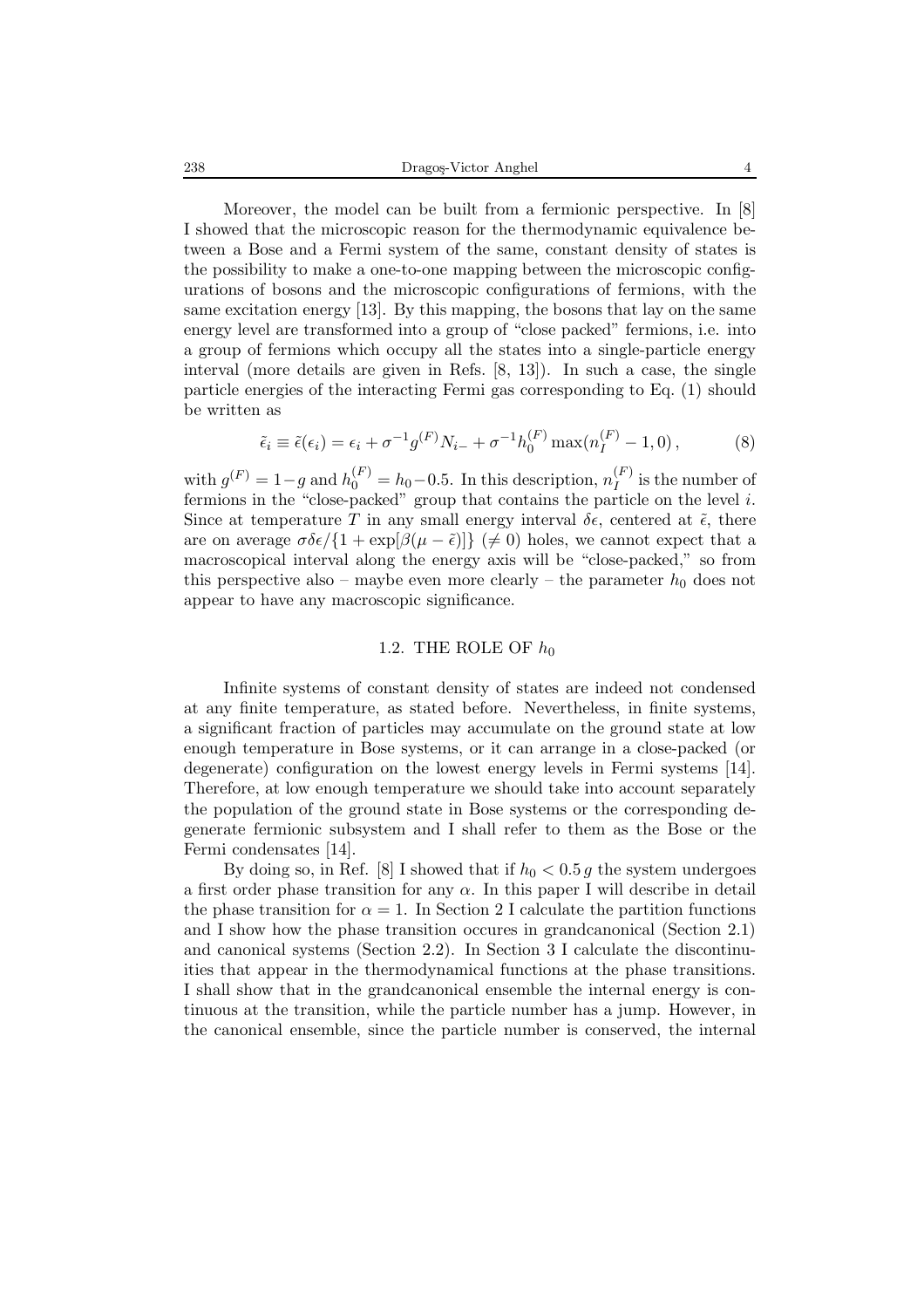Moreover, the model can be built from a fermionic perspective. In [8] I showed that the microscopic reason for the thermodynamic equivalence between a Bose and a Fermi system of the same, constant density of states is the possibility to make a one-to-one mapping between the microscopic configurations of bosons and the microscopic configurations of fermions, with the same excitation energy [13]. By this mapping, the bosons that lay on the same energy level are transformed into a group of "close packed" fermions, i.e. into a group of fermions which occupy all the states into a single-particle energy interval (more details are given in Refs. [8, 13]). In such a case, the single particle energies of the interacting Fermi gas corresponding to Eq. (1) should be written as

$$\tilde{\epsilon}_i \equiv \tilde{\epsilon}(\epsilon_i) = \epsilon_i + \sigma^{-1} g^{(F)} N_{i-} + \sigma^{-1} h_0^{(F)} \max(n_I^{(F)} - 1, 0)\,, \tag{8}$$

with $g^{(F)} = 1-g$ and $h_0^{(F)} = h_0 - 0.5$. In this description, $n_I^{(F)}$ is the number of fermions in the "close-packed" group that contains the particle on the level $i$. Since at temperature $T$ in any small energy interval $\delta\epsilon$, centered at $\tilde{\epsilon}$, there are on average $\sigma\delta\epsilon/\{1+\exp[\beta(\mu-\tilde{\epsilon})]\}$ ($\neq 0$) holes, we cannot expect that a macroscopical interval along the energy axis will be "close-packed," so from this perspective also – maybe even more clearly – the parameter $h_0$ does not appear to have any macroscopic significance.

### 1.2. THE ROLE OF $h_0$

Infinite systems of constant density of states are indeed not condensed at any finite temperature, as stated before. Nevertheless, in finite systems, a significant fraction of particles may accumulate on the ground state at low enough temperature in Bose systems, or it can arrange in a close-packed (or degenerate) configuration on the lowest energy levels in Fermi systems [14]. Therefore, at low enough temperature we should take into account separately the population of the ground state in Bose systems or the corresponding degenerate fermionic subsystem and I shall refer to them as the Bose or the Fermi condensates [14].

By doing so, in Ref. [8] I showed that if $h_0 < 0.5\,g$ the system undergoes a first order phase transition for any $\alpha$. In this paper I will describe in detail the phase transition for $\alpha = 1$. In Section 2 I calculate the partition functions and I show how the phase transition occures in grandcanonical (Section 2.1) and canonical systems (Section 2.2). In Section 3 I calculate the discontinuities that appear in the thermodynamical functions at the phase transitions. I shall show that in the grandcanonical ensemble the internal energy is continuous at the transition, while the particle number has a jump. However, in the canonical ensemble, since the particle number is conserved, the internal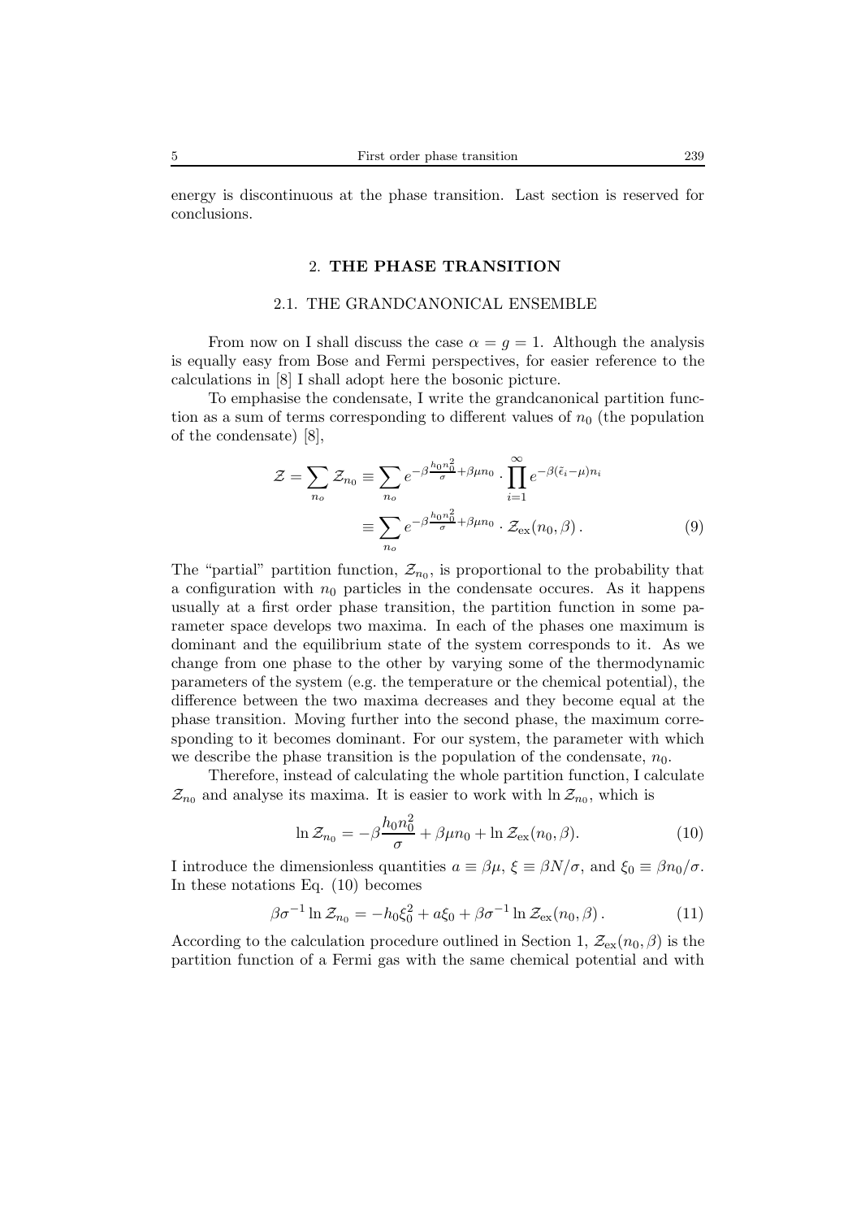energy is discontinuous at the phase transition. Last section is reserved for conclusions.

## 2. THE PHASE TRANSITION

### 2.1. THE GRANDCANONICAL ENSEMBLE

From now on I shall discuss the case $\alpha = g = 1$. Although the analysis is equally easy from Bose and Fermi perspectives, for easier reference to the calculations in [8] I shall adopt here the bosonic picture.

To emphasise the condensate, I write the grandcanonical partition function as a sum of terms corresponding to different values of $n_0$ (the population of the condensate) [8],

$$\mathcal{Z} = \sum_{n_o} \mathcal{Z}_{n_0} \equiv \sum_{n_o} e^{-\beta \frac{h_0 n_0^2}{\sigma} + \beta \mu n_0} \cdot \prod_{i=1}^{\infty} e^{-\beta(\tilde{\epsilon}_i - \mu) n_i}$$

$$\equiv \sum_{n_o} e^{-\beta \frac{h_0 n_0^2}{\sigma} + \beta \mu n_0} \cdot \mathcal{Z}_{\rm ex}(n_0, \beta) \,. \tag{9}$$

The "partial" partition function, $\mathcal{Z}_{n_0}$, is proportional to the probability that a configuration with $n_0$ particles in the condensate occures. As it happens usually at a first order phase transition, the partition function in some parameter space develops two maxima. In each of the phases one maximum is dominant and the equilibrium state of the system corresponds to it. As we change from one phase to the other by varying some of the thermodynamic parameters of the system (e.g. the temperature or the chemical potential), the difference between the two maxima decreases and they become equal at the phase transition. Moving further into the second phase, the maximum corresponding to it becomes dominant. For our system, the parameter with which we describe the phase transition is the population of the condensate, $n_0$.

Therefore, instead of calculating the whole partition function, I calculate $\mathcal{Z}_{n_0}$ and analyse its maxima. It is easier to work with $\ln \mathcal{Z}_{n_0}$, which is

$$\ln \mathcal{Z}_{n_0} = -\beta \frac{h_0 n_0^2}{\sigma} + \beta \mu n_0 + \ln \mathcal{Z}_{\rm ex}(n_0, \beta). \tag{10}$$

I introduce the dimensionless quantities $a \equiv \beta\mu$, $\xi \equiv \beta N/\sigma$, and $\xi_0 \equiv \beta n_0/\sigma$. In these notations Eq. (10) becomes

$$\beta \sigma^{-1} \ln \mathcal{Z}_{n_0} = -h_0 \xi_0^2 + a \xi_0 + \beta \sigma^{-1} \ln \mathcal{Z}_{\rm ex}(n_0, \beta) \,. \tag{11}$$

According to the calculation procedure outlined in Section 1, $\mathcal{Z}_{\rm ex}(n_0, \beta)$ is the partition function of a Fermi gas with the same chemical potential and with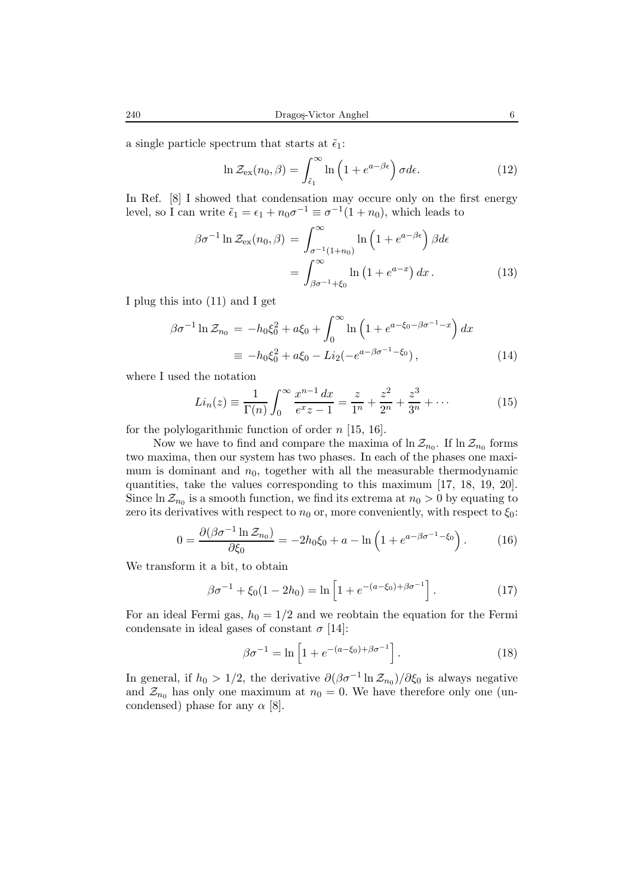a single particle spectrum that starts at $\tilde{\epsilon}_1$:

$$\ln \mathcal{Z}_{\rm ex}(n_0, \beta) = \int_{\tilde{\epsilon}_1}^{\infty} \ln\left(1 + e^{a-\beta\epsilon}\right) \sigma d\epsilon. \tag{12}$$

In Ref. [8] I showed that condensation may occure only on the first energy level, so I can write $\tilde{\epsilon}_1 = \epsilon_1 + n_0\sigma^{-1} \equiv \sigma^{-1}(1 + n_0)$, which leads to

$$\begin{aligned}
\beta\sigma^{-1} \ln \mathcal{Z}_{\rm ex}(n_0, \beta) &= \int_{\sigma^{-1}(1+n_0)}^{\infty} \ln\left(1 + e^{a-\beta\epsilon}\right) \beta d\epsilon \\
&= \int_{\beta\sigma^{-1}+\xi_0}^{\infty} \ln\left(1 + e^{a-x}\right) dx\,.
\end{aligned} \tag{13}$$

I plug this into (11) and I get

$$\begin{aligned}
\beta\sigma^{-1} \ln \mathcal{Z}_{n_0} &= -h_0\xi_0^2 + a\xi_0 + \int_0^{\infty} \ln\left(1 + e^{a-\xi_0-\beta\sigma^{-1}-x}\right) dx \\
&\equiv -h_0\xi_0^2 + a\xi_0 - Li_2(-e^{a-\beta\sigma^{-1}-\xi_0})\,,
\end{aligned} \tag{14}$$

where I used the notation

$$Li_n(z) \equiv \frac{1}{\Gamma(n)} \int_0^{\infty} \frac{x^{n-1}\, dx}{e^x z - 1} = \frac{z}{1^n} + \frac{z^2}{2^n} + \frac{z^3}{3^n} + \cdots \tag{15}$$

for the polylogarithmic function of order $n$ [15, 16].

Now we have to find and compare the maxima of $\ln \mathcal{Z}_{n_0}$. If $\ln \mathcal{Z}_{n_0}$ forms two maxima, then our system has two phases. In each of the phases one maximum is dominant and $n_0$, together with all the measurable thermodynamic quantities, take the values corresponding to this maximum [17, 18, 19, 20]. Since $\ln \mathcal{Z}_{n_0}$ is a smooth function, we find its extrema at $n_0 > 0$ by equating to zero its derivatives with respect to $n_0$ or, more conveniently, with respect to $\xi_0$:

$$0 = \frac{\partial(\beta\sigma^{-1} \ln \mathcal{Z}_{n_0})}{\partial\xi_0} = -2h_0\xi_0 + a - \ln\left(1 + e^{a-\beta\sigma^{-1}-\xi_0}\right). \tag{16}$$

We transform it a bit, to obtain

$$\beta\sigma^{-1} + \xi_0(1 - 2h_0) = \ln\left[1 + e^{-(a-\xi_0)+\beta\sigma^{-1}}\right]. \tag{17}$$

For an ideal Fermi gas, $h_0 = 1/2$ and we reobtain the equation for the Fermi condensate in ideal gases of constant $\sigma$ [14]:

$$\beta\sigma^{-1} = \ln\left[1 + e^{-(a-\xi_0)+\beta\sigma^{-1}}\right]. \tag{18}$$

In general, if $h_0 > 1/2$, the derivative $\partial(\beta\sigma^{-1} \ln \mathcal{Z}_{n_0})/\partial\xi_0$ is always negative and $\mathcal{Z}_{n_0}$ has only one maximum at $n_0 = 0$. We have therefore only one (uncondensed) phase for any $\alpha$ [8].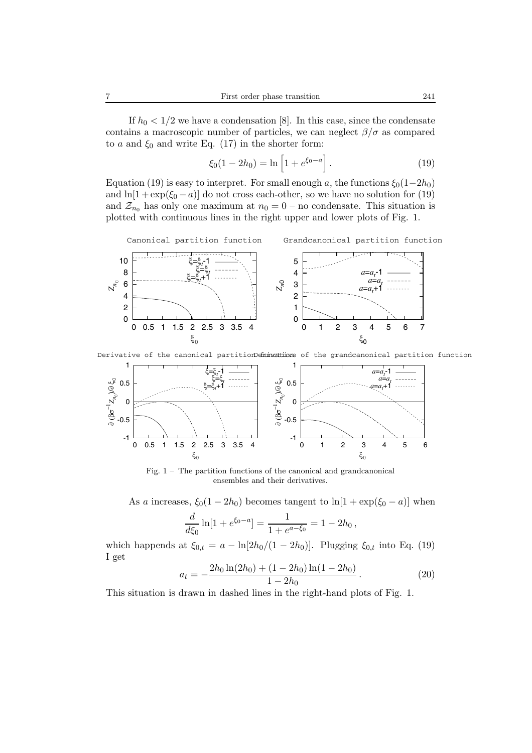If $h_0 < 1/2$ we have a condensation [8]. In this case, since the condensate contains a macroscopic number of particles, we can neglect $\beta/\sigma$ as compared to $a$ and $\xi_0$ and write Eq. (17) in the shorter form:

$$\xi_0(1-2h_0) = \ln\left[1+e^{\xi_0-a}\right]. \tag{19}$$

Equation (19) is easy to interpret. For small enough $a$, the functions $\xi_0(1-2h_0)$ and $\ln[1+\exp(\xi_0-a)]$ do not cross each-other, so we have no solution for (19) and $\mathcal{Z}_{n_0}$ has only one maximum at $n_0 = 0$ – no condensate. This situation is plotted with continuous lines in the right upper and lower plots of Fig. 1.

Fig. 1 – The partition functions of the canonical and grandcanonical ensembles and their derivatives.

As $a$ increases, $\xi_0(1-2h_0)$ becomes tangent to $\ln[1+\exp(\xi_0-a)]$ when

$$\frac{d}{d\xi_0}\ln[1+e^{\xi_0-a}] = \frac{1}{1+e^{a-\xi_0}} = 1-2h_0\,,$$

which happends at $\xi_{0,t} = a - \ln[2h_0/(1-2h_0)]$. Plugging $\xi_{0,t}$ into Eq. (19) I get

$$a_t = -\frac{2h_0\ln(2h_0)+(1-2h_0)\ln(1-2h_0)}{1-2h_0}\,. \tag{20}$$

This situation is drawn in dashed lines in the right-hand plots of Fig. 1.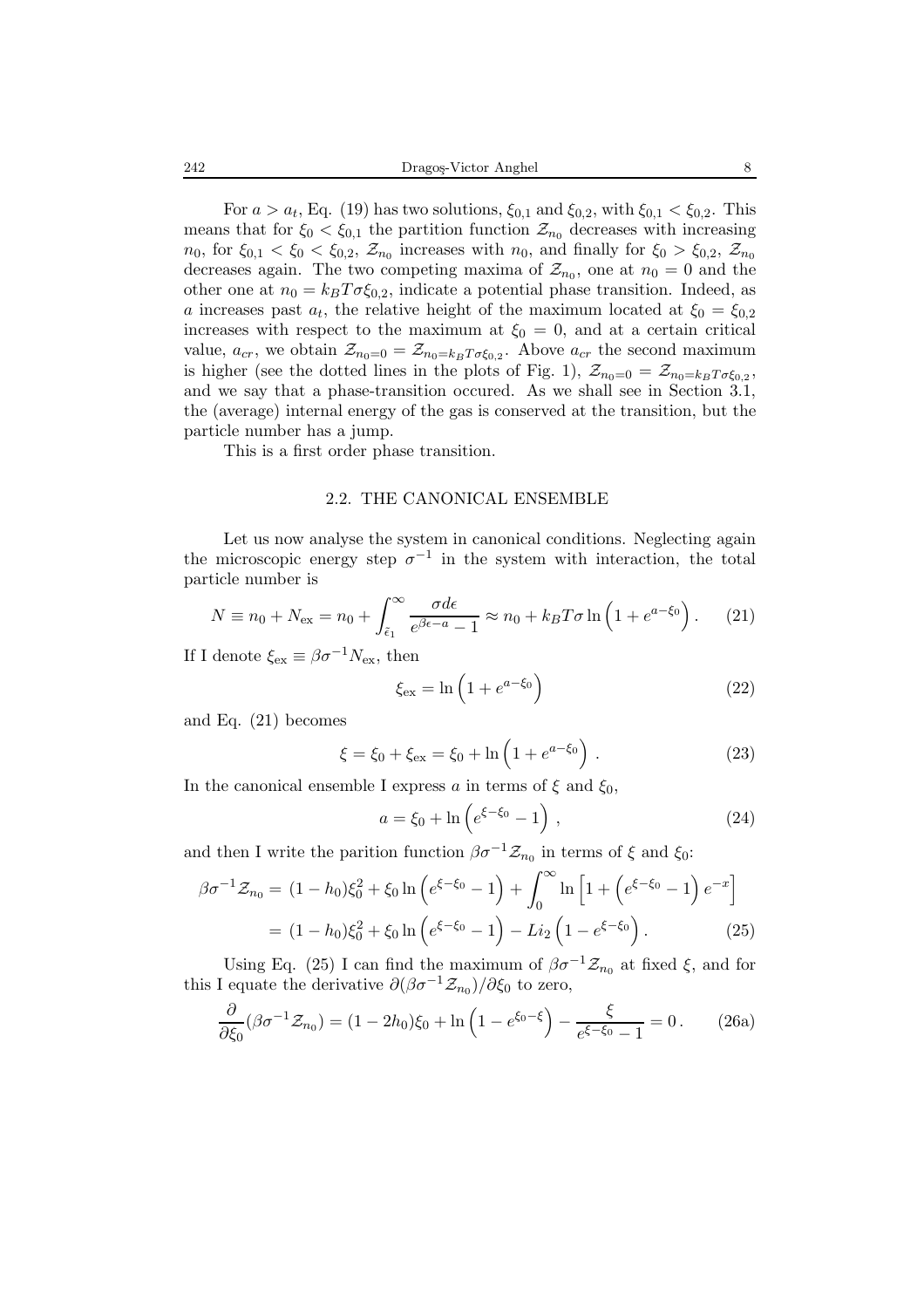For $a > a_t$, Eq. (19) has two solutions, $\xi_{0,1}$ and $\xi_{0,2}$, with $\xi_{0,1} < \xi_{0,2}$. This means that for $\xi_0 < \xi_{0,1}$ the partition function $\mathcal{Z}_{n_0}$ decreases with increasing $n_0$, for $\xi_{0,1} < \xi_0 < \xi_{0,2}$, $\mathcal{Z}_{n_0}$ increases with $n_0$, and finally for $\xi_0 > \xi_{0,2}$, $\mathcal{Z}_{n_0}$ decreases again. The two competing maxima of $\mathcal{Z}_{n_0}$, one at $n_0 = 0$ and the other one at $n_0 = k_B T\sigma\xi_{0,2}$, indicate a potential phase transition. Indeed, as $a$ increases past $a_t$, the relative height of the maximum located at $\xi_0 = \xi_{0,2}$ increases with respect to the maximum at $\xi_0 = 0$, and at a certain critical value, $a_{cr}$, we obtain $\mathcal{Z}_{n_0=0} = \mathcal{Z}_{n_0=k_BT\sigma\xi_{0,2}}$. Above $a_{cr}$ the second maximum is higher (see the dotted lines in the plots of Fig. 1), $\mathcal{Z}_{n_0=0} = \mathcal{Z}_{n_0=k_BT\sigma\xi_{0,2}}$, and we say that a phase-transition occured. As we shall see in Section 3.1, the (average) internal energy of the gas is conserved at the transition, but the particle number has a jump.

This is a first order phase transition.

## 2.2. THE CANONICAL ENSEMBLE

Let us now analyse the system in canonical conditions. Neglecting again the microscopic energy step $\sigma^{-1}$ in the system with interaction, the total particle number is

$$N \equiv n_0 + N_{\rm ex} = n_0 + \int_{\tilde{\epsilon}_1}^{\infty} \frac{\sigma d\epsilon}{e^{\beta\epsilon - a} - 1} \approx n_0 + k_B T\sigma \ln\left(1 + e^{a-\xi_0}\right). \quad (21)$$

If I denote $\xi_{\rm ex} \equiv \beta\sigma^{-1}N_{\rm ex}$, then

$$\xi_{\rm ex} = \ln\left(1 + e^{a-\xi_0}\right) \quad (22)$$

and Eq. (21) becomes

$$\xi = \xi_0 + \xi_{\rm ex} = \xi_0 + \ln\left(1 + e^{a-\xi_0}\right). \quad (23)$$

In the canonical ensemble I express $a$ in terms of $\xi$ and $\xi_0$,

$$a = \xi_0 + \ln\left(e^{\xi-\xi_0} - 1\right), \quad (24)$$

and then I write the parition function $\beta\sigma^{-1}\mathcal{Z}_{n_0}$ in terms of $\xi$ and $\xi_0$:

$$\begin{aligned}\beta\sigma^{-1}\mathcal{Z}_{n_0} &= (1-h_0)\xi_0^2 + \xi_0 \ln\left(e^{\xi-\xi_0} - 1\right) + \int_0^\infty \ln\left[1 + \left(e^{\xi-\xi_0} - 1\right)e^{-x}\right] \\ &= (1-h_0)\xi_0^2 + \xi_0 \ln\left(e^{\xi-\xi_0} - 1\right) - Li_2\left(1 - e^{\xi-\xi_0}\right). \end{aligned} \quad (25)$$

Using Eq. (25) I can find the maximum of $\beta\sigma^{-1}\mathcal{Z}_{n_0}$ at fixed $\xi$, and for this I equate the derivative $\partial(\beta\sigma^{-1}\mathcal{Z}_{n_0})/\partial\xi_0$ to zero,

$$\frac{\partial}{\partial\xi_0}(\beta\sigma^{-1}\mathcal{Z}_{n_0}) = (1-2h_0)\xi_0 + \ln\left(1 - e^{\xi_0-\xi}\right) - \frac{\xi}{e^{\xi-\xi_0} - 1} = 0. \quad (26a)$$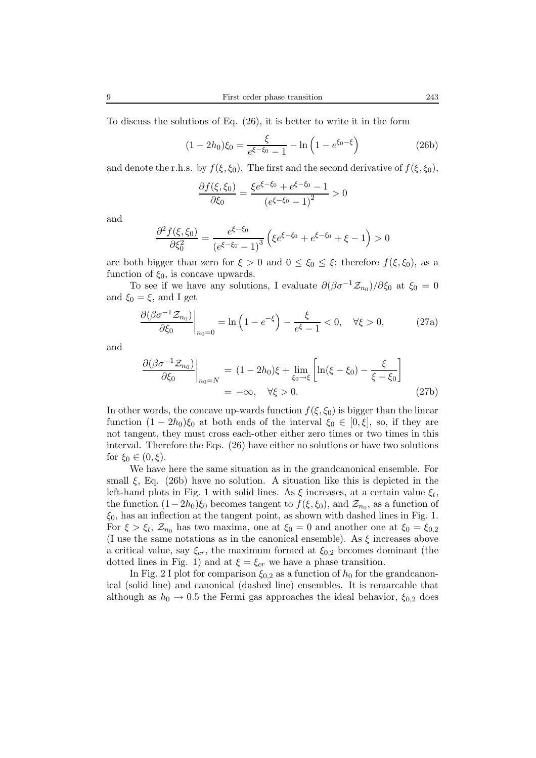To discuss the solutions of Eq. (26), it is better to write it in the form

$$(1-2h_0)\xi_0 = \frac{\xi}{e^{\xi-\xi_0}-1} - \ln\left(1-e^{\xi_0-\xi}\right) \tag{26b}$$

and denote the r.h.s. by $f(\xi,\xi_0)$. The first and the second derivative of $f(\xi,\xi_0)$,

$$\frac{\partial f(\xi,\xi_0)}{\partial \xi_0} = \frac{\xi e^{\xi-\xi_0} + e^{\xi-\xi_0} - 1}{\left(e^{\xi-\xi_0}-1\right)^2} > 0$$

and

$$\frac{\partial^2 f(\xi,\xi_0)}{\partial \xi_0^2} = \frac{e^{\xi-\xi_0}}{\left(e^{\xi-\xi_0}-1\right)^3}\left(\xi e^{\xi-\xi_0} + e^{\xi-\xi_0} + \xi - 1\right) > 0$$

are both bigger than zero for $\xi > 0$ and $0 \leq \xi_0 \leq \xi$; therefore $f(\xi,\xi_0)$, as a function of $\xi_0$, is concave upwards.

To see if we have any solutions, I evaluate $\partial(\beta\sigma^{-1}\mathcal{Z}_{n_0})/\partial\xi_0$ at $\xi_0 = 0$ and $\xi_0 = \xi$, and I get

$$\left.\frac{\partial(\beta\sigma^{-1}\mathcal{Z}_{n_0})}{\partial \xi_0}\right|_{n_0=0} = \ln\left(1-e^{-\xi}\right) - \frac{\xi}{e^{\xi}-1} < 0, \quad \forall \xi > 0, \tag{27a}$$

and

$$\begin{aligned}\left.\frac{\partial(\beta\sigma^{-1}\mathcal{Z}_{n_0})}{\partial \xi_0}\right|_{n_0=N} &= (1-2h_0)\xi + \lim_{\xi_0\to\xi}\left[\ln(\xi-\xi_0) - \frac{\xi}{\xi-\xi_0}\right] \\ &= -\infty, \quad \forall \xi > 0.\end{aligned} \tag{27b}$$

In other words, the concave up-wards function $f(\xi,\xi_0)$ is bigger than the linear function $(1-2h_0)\xi_0$ at both ends of the interval $\xi_0 \in [0,\xi]$, so, if they are not tangent, they must cross each-other either zero times or two times in this interval. Therefore the Eqs. (26) have either no solutions or have two solutions for $\xi_0 \in (0,\xi)$.

We have here the same situation as in the grandcanonical ensemble. For small $\xi$, Eq. (26b) have no solution. A situation like this is depicted in the left-hand plots in Fig. 1 with solid lines. As $\xi$ increases, at a certain value $\xi_t$, the function $(1-2h_0)\xi_0$ becomes tangent to $f(\xi,\xi_0)$, and $\mathcal{Z}_{n_0}$, as a function of $\xi_0$, has an inflection at the tangent point, as shown with dashed lines in Fig. 1. For $\xi > \xi_t$, $\mathcal{Z}_{n_0}$ has two maxima, one at $\xi_0 = 0$ and another one at $\xi_0 = \xi_{0,2}$ (I use the same notations as in the canonical ensemble). As $\xi$ increases above a critical value, say $\xi_{cr}$, the maximum formed at $\xi_{0,2}$ becomes dominant (the dotted lines in Fig. 1) and at $\xi = \xi_{cr}$ we have a phase transition.

In Fig. 2 I plot for comparison $\xi_{0,2}$ as a function of $h_0$ for the grandcanonical (solid line) and canonical (dashed line) ensembles. It is remarcable that although as $h_0 \to 0.5$ the Fermi gas approaches the ideal behavior, $\xi_{0,2}$ does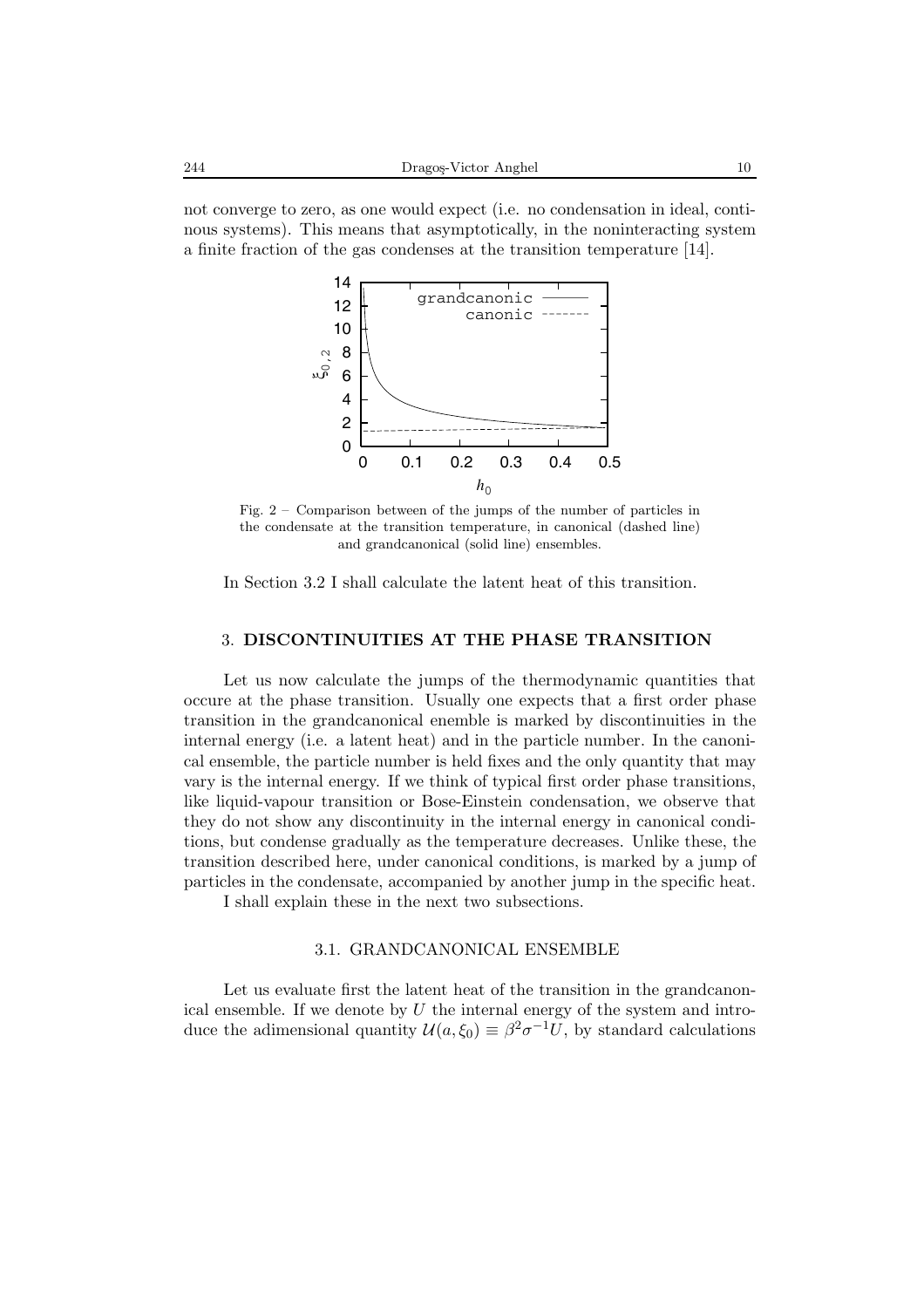not converge to zero, as one would expect (i.e. no condensation in ideal, continous systems). This means that asymptotically, in the noninteracting system a finite fraction of the gas condenses at the transition temperature [14].

Fig. 2 – Comparison between of the jumps of the number of particles in the condensate at the transition temperature, in canonical (dashed line) and grandcanonical (solid line) ensembles.

In Section 3.2 I shall calculate the latent heat of this transition.

## 3. DISCONTINUITIES AT THE PHASE TRANSITION

Let us now calculate the jumps of the thermodynamic quantities that occure at the phase transition. Usually one expects that a first order phase transition in the grandcanonical enemble is marked by discontinuities in the internal energy (i.e. a latent heat) and in the particle number. In the canonical ensemble, the particle number is held fixes and the only quantity that may vary is the internal energy. If we think of typical first order phase transitions, like liquid-vapour transition or Bose-Einstein condensation, we observe that they do not show any discontinuity in the internal energy in canonical conditions, but condense gradually as the temperature decreases. Unlike these, the transition described here, under canonical conditions, is marked by a jump of particles in the condensate, accompanied by another jump in the specific heat.

I shall explain these in the next two subsections.

### 3.1. GRANDCANONICAL ENSEMBLE

Let us evaluate first the latent heat of the transition in the grandcanonical ensemble. If we denote by $U$ the internal energy of the system and introduce the adimensional quantity $\mathcal{U}(a, \xi_0) \equiv \beta^2\sigma^{-1}U$, by standard calculations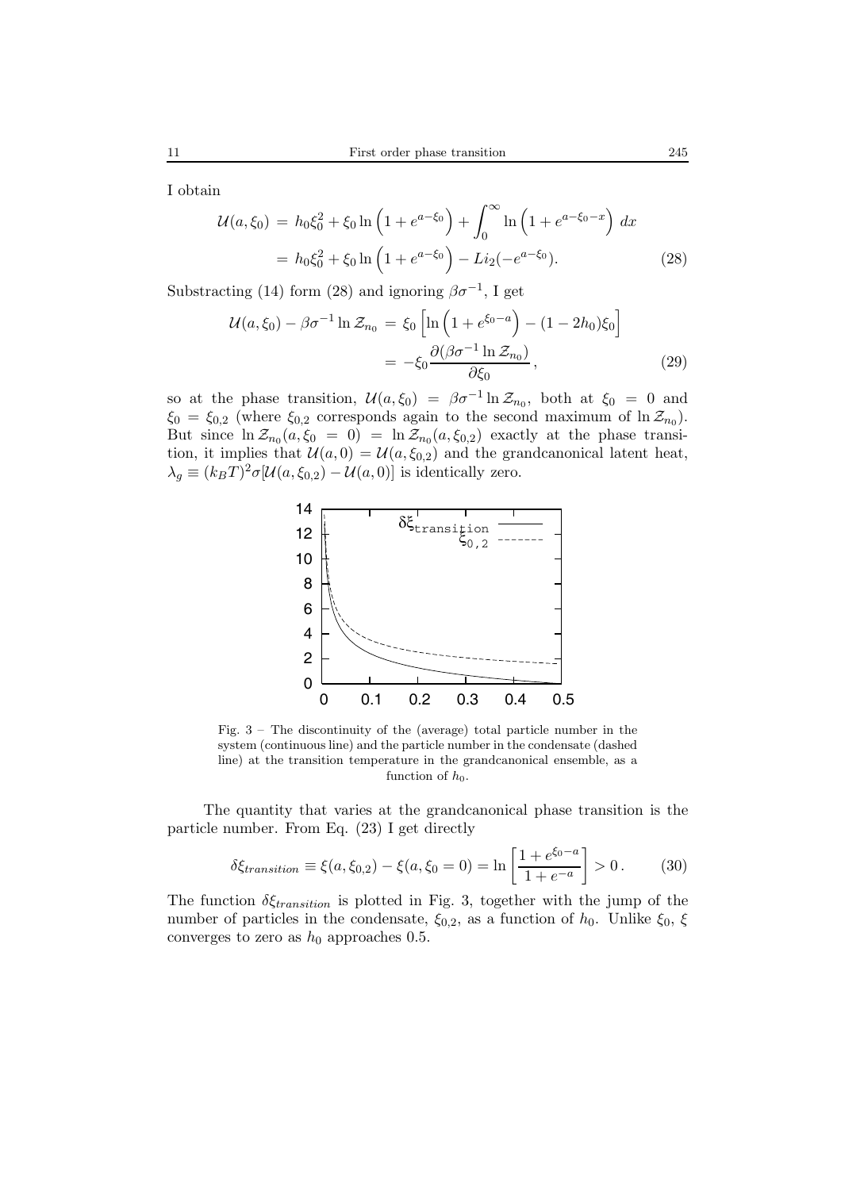I obtain

$$\begin{aligned}\mathcal{U}(a,\xi_0) &= h_0\xi_0^2 + \xi_0 \ln\left(1+e^{a-\xi_0}\right) + \int_0^\infty \ln\left(1+e^{a-\xi_0-x}\right)\,dx \\ &= h_0\xi_0^2 + \xi_0 \ln\left(1+e^{a-\xi_0}\right) - Li_2(-e^{a-\xi_0}).\end{aligned} \tag{28}$$

Substracting (14) form (28) and ignoring $\beta\sigma^{-1}$, I get

$$\begin{aligned}\mathcal{U}(a,\xi_0) - \beta\sigma^{-1}\ln \mathcal{Z}_{n_0} &= \xi_0\left[\ln\left(1+e^{\xi_0-a}\right) - (1-2h_0)\xi_0\right] \\ &= -\xi_0 \frac{\partial(\beta\sigma^{-1}\ln \mathcal{Z}_{n_0})}{\partial \xi_0},\end{aligned} \tag{29}$$

so at the phase transition, $\mathcal{U}(a,\xi_0) = \beta\sigma^{-1}\ln \mathcal{Z}_{n_0}$, both at $\xi_0 = 0$ and $\xi_0 = \xi_{0,2}$ (where $\xi_{0,2}$ corresponds again to the second maximum of $\ln \mathcal{Z}_{n_0}$). But since $\ln \mathcal{Z}_{n_0}(a,\xi_0 = 0) = \ln \mathcal{Z}_{n_0}(a,\xi_{0,2})$ exactly at the phase transition, it implies that $\mathcal{U}(a,0) = \mathcal{U}(a,\xi_{0,2})$ and the grandcanonical latent heat, $\lambda_g \equiv (k_BT)^2\sigma[\mathcal{U}(a,\xi_{0,2}) - \mathcal{U}(a,0)]$ is identically zero.

Fig. 3 – The discontinuity of the (average) total particle number in the system (continuous line) and the particle number in the condensate (dashed line) at the transition temperature in the grandcanonical ensemble, as a function of $h_0$.

The quantity that varies at the grandcanonical phase transition is the particle number. From Eq. (23) I get directly

$$\delta\xi_{transition} \equiv \xi(a,\xi_{0,2}) - \xi(a,\xi_0 = 0) = \ln\left[\frac{1+e^{\xi_0-a}}{1+e^{-a}}\right] > 0\,. \tag{30}$$

The function $\delta\xi_{transition}$ is plotted in Fig. 3, together with the jump of the number of particles in the condensate, $\xi_{0,2}$, as a function of $h_0$. Unlike $\xi_0$, $\xi$ converges to zero as $h_0$ approaches 0.5.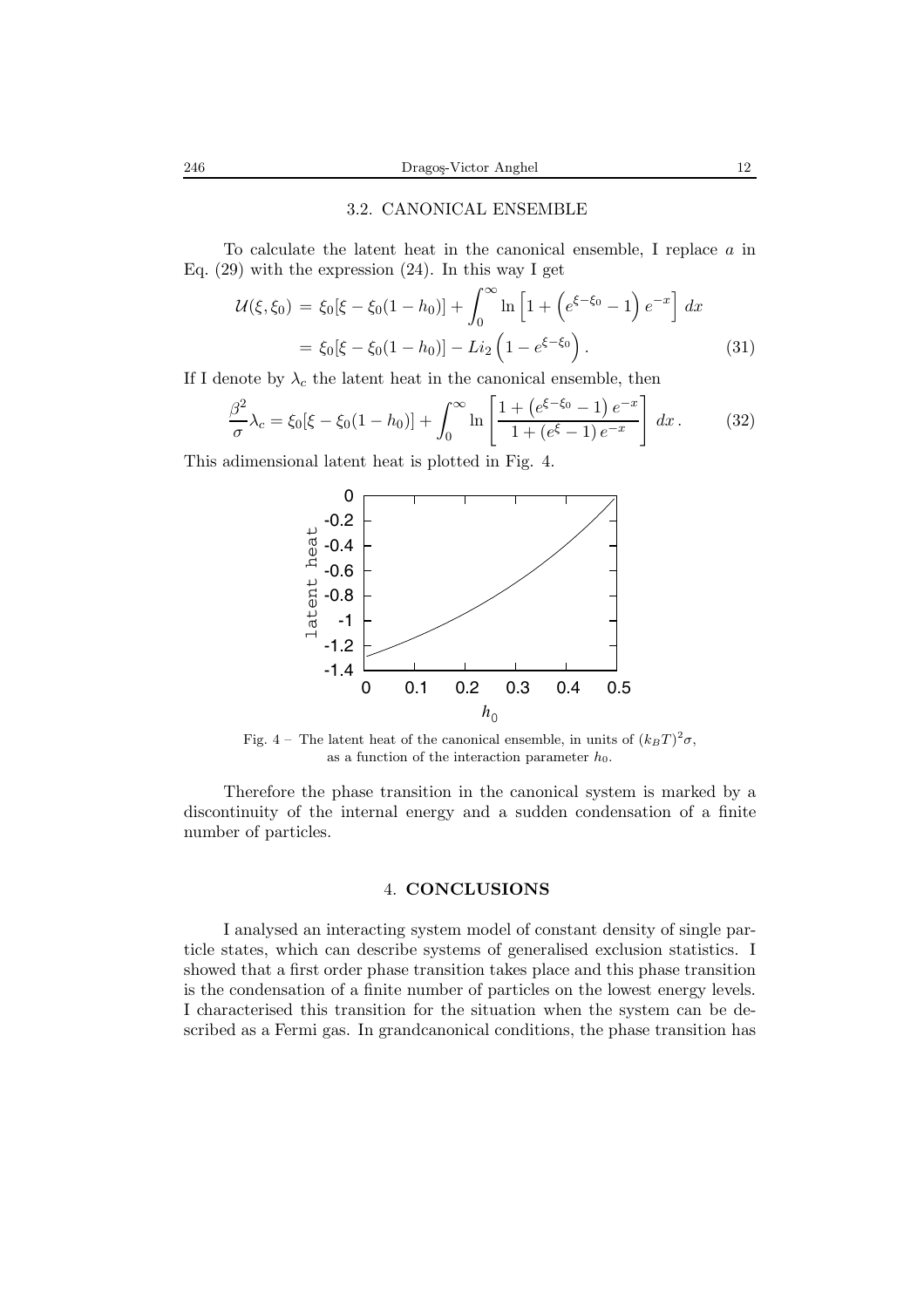### 3.2. CANONICAL ENSEMBLE

To calculate the latent heat in the canonical ensemble, I replace $a$ in Eq. (29) with the expression (24). In this way I get

$$
\begin{aligned}
\mathcal{U}(\xi,\xi_0) &= \xi_0[\xi - \xi_0(1-h_0)] + \int_0^\infty \ln\left[1 + \left(e^{\xi-\xi_0} - 1\right)e^{-x}\right] dx \\
&= \xi_0[\xi - \xi_0(1-h_0)] - Li_2\left(1 - e^{\xi-\xi_0}\right). \qquad (31)
\end{aligned}
$$

If I denote by $\lambda_c$ the latent heat in the canonical ensemble, then

$$
\frac{\beta^2}{\sigma}\lambda_c = \xi_0[\xi - \xi_0(1-h_0)] + \int_0^\infty \ln\left[\frac{1 + \left(e^{\xi-\xi_0} - 1\right)e^{-x}}{1 + \left(e^{\xi} - 1\right)e^{-x}}\right] dx\,. \qquad (32)
$$

This adimensional latent heat is plotted in Fig. 4.

Fig. 4 – The latent heat of the canonical ensemble, in units of $(k_BT)^2\sigma$, as a function of the interaction parameter $h_0$.

Therefore the phase transition in the canonical system is marked by a discontinuity of the internal energy and a sudden condensation of a finite number of particles.

## 4. CONCLUSIONS

I analysed an interacting system model of constant density of single particle states, which can describe systems of generalised exclusion statistics. I showed that a first order phase transition takes place and this phase transition is the condensation of a finite number of particles on the lowest energy levels. I characterised this transition for the situation when the system can be described as a Fermi gas. In grandcanonical conditions, the phase transition has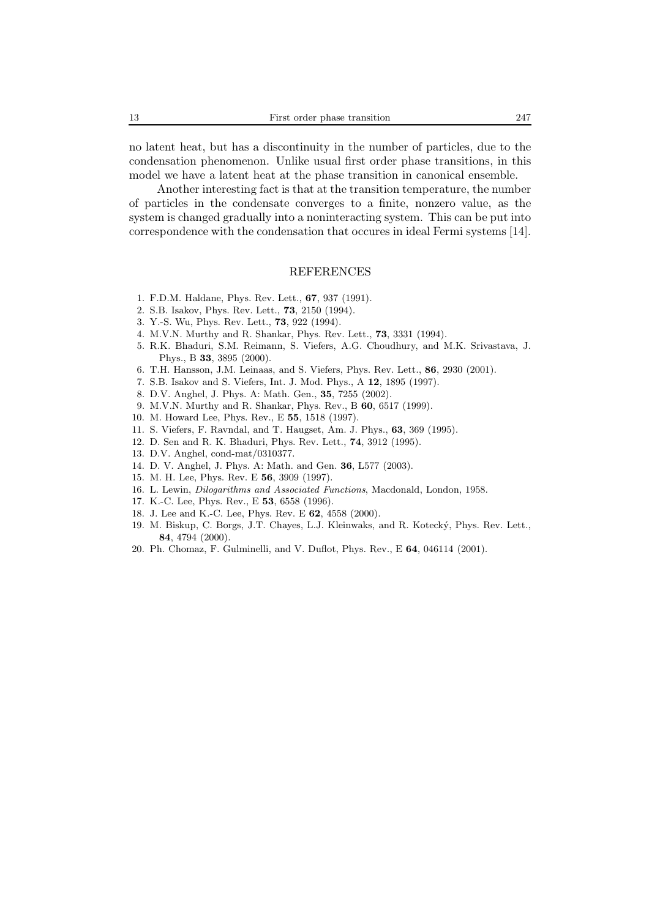no latent heat, but has a discontinuity in the number of particles, due to the condensation phenomenon. Unlike usual first order phase transitions, in this model we have a latent heat at the phase transition in canonical ensemble.

Another interesting fact is that at the transition temperature, the number of particles in the condensate converges to a finite, nonzero value, as the system is changed gradually into a noninteracting system. This can be put into correspondence with the condensation that occures in ideal Fermi systems [14].

## REFERENCES

1. F.D.M. Haldane, Phys. Rev. Lett., **67**, 937 (1991).
2. S.B. Isakov, Phys. Rev. Lett., **73**, 2150 (1994).
3. Y.-S. Wu, Phys. Rev. Lett., **73**, 922 (1994).
4. M.V.N. Murthy and R. Shankar, Phys. Rev. Lett., **73**, 3331 (1994).
5. R.K. Bhaduri, S.M. Reimann, S. Viefers, A.G. Choudhury, and M.K. Srivastava, J. Phys., B **33**, 3895 (2000).
6. T.H. Hansson, J.M. Leinaas, and S. Viefers, Phys. Rev. Lett., **86**, 2930 (2001).
7. S.B. Isakov and S. Viefers, Int. J. Mod. Phys., A **12**, 1895 (1997).
8. D.V. Anghel, J. Phys. A: Math. Gen., **35**, 7255 (2002).
9. M.V.N. Murthy and R. Shankar, Phys. Rev., B **60**, 6517 (1999).
10. M. Howard Lee, Phys. Rev., E **55**, 1518 (1997).
11. S. Viefers, F. Ravndal, and T. Haugset, Am. J. Phys., **63**, 369 (1995).
12. D. Sen and R. K. Bhaduri, Phys. Rev. Lett., **74**, 3912 (1995).
13. D.V. Anghel, cond-mat/0310377.
14. D. V. Anghel, J. Phys. A: Math. and Gen. **36**, L577 (2003).
15. M. H. Lee, Phys. Rev. E **56**, 3909 (1997).
16. L. Lewin, *Dilogarithms and Associated Functions*, Macdonald, London, 1958.
17. K.-C. Lee, Phys. Rev., E **53**, 6558 (1996).
18. J. Lee and K.-C. Lee, Phys. Rev. E **62**, 4558 (2000).
19. M. Biskup, C. Borgs, J.T. Chayes, L.J. Kleinwaks, and R. Kotecký, Phys. Rev. Lett., **84**, 4794 (2000).
20. Ph. Chomaz, F. Gulminelli, and V. Duflot, Phys. Rev., E **64**, 046114 (2001).